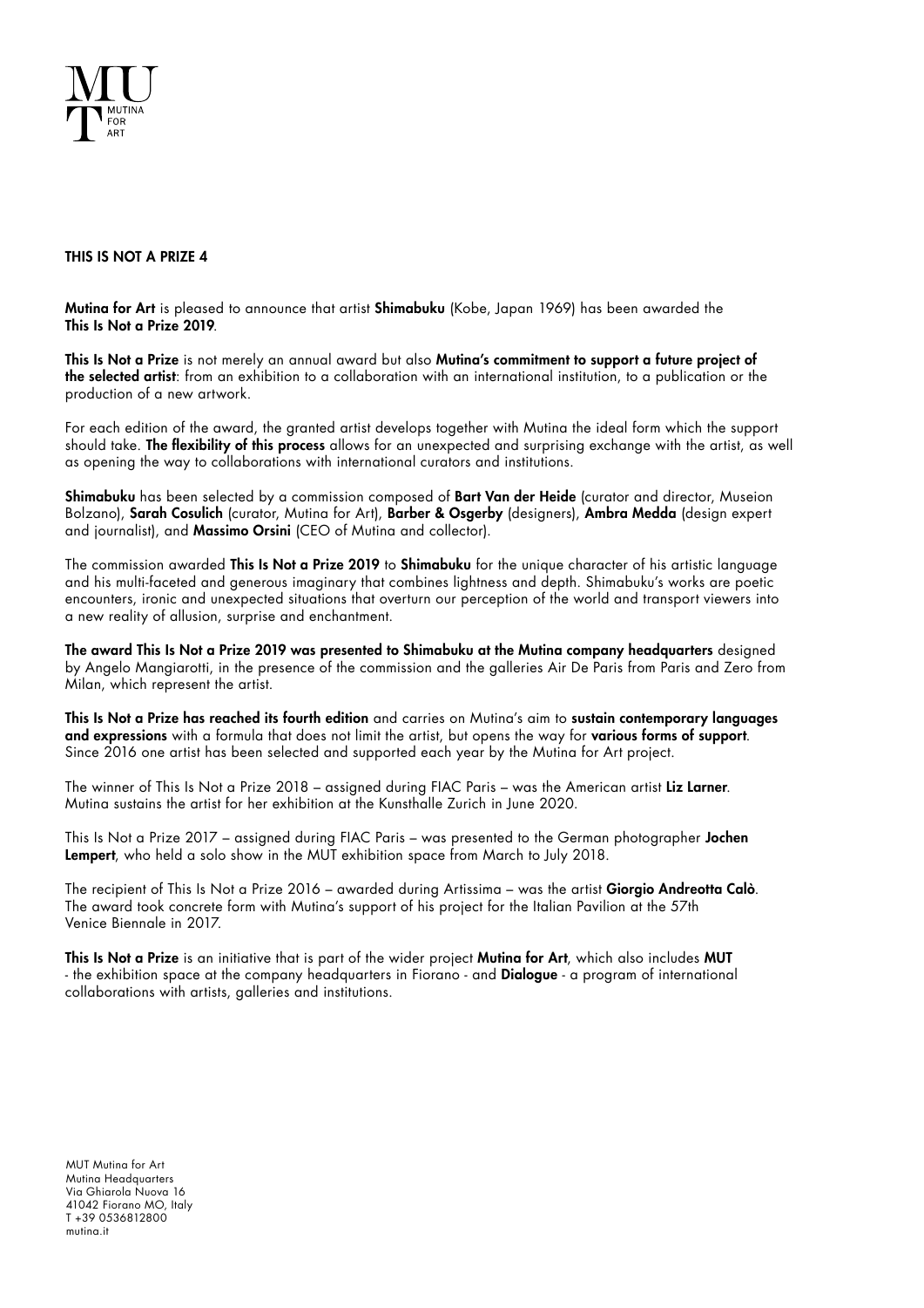MUT MUTINA FOR ART

## THIS IS NOT A PRIZE 4

**Mutina for Art** is pleased to announce that artist **Shimabuku** (Kobe, Japan 1969) has been awarded the **This Is Not a Prize 2019**.

**This Is Not a Prize** is not merely an annual award but also **Mutina's commitment to support a future project of the selected artist**: from an exhibition to a collaboration with an international institution, to a publication or the production of a new artwork.

For each edition of the award, the granted artist develops together with Mutina the ideal form which the support should take. **The flexibility of this process** allows for an unexpected and surprising exchange with the artist, as well as opening the way to collaborations with international curators and institutions.

**Shimabuku** has been selected by a commission composed of **Bart Van der Heide** (curator and director, Museion Bolzano), **Sarah Cosulich** (curator, Mutina for Art), **Barber & Osgerby** (designers), **Ambra Medda** (design expert and journalist), and **Massimo Orsini** (CEO of Mutina and collector).

The commission awarded **This Is Not a Prize 2019** to **Shimabuku** for the unique character of his artistic language and his multi-faceted and generous imaginary that combines lightness and depth. Shimabuku's works are poetic encounters, ironic and unexpected situations that overturn our perception of the world and transport viewers into a new reality of allusion, surprise and enchantment.

**The award This Is Not a Prize 2019 was presented to Shimabuku at the Mutina company headquarters** designed by Angelo Mangiarotti, in the presence of the commission and the galleries Air De Paris from Paris and Zero from Milan, which represent the artist.

**This Is Not a Prize has reached its fourth edition** and carries on Mutina's aim to **sustain contemporary languages and expressions** with a formula that does not limit the artist, but opens the way for **various forms of support**. Since 2016 one artist has been selected and supported each year by the Mutina for Art project.

The winner of This Is Not a Prize 2018 – assigned during FIAC Paris – was the American artist **Liz Larner**. Mutina sustains the artist for her exhibition at the Kunsthalle Zurich in June 2020.

This Is Not a Prize 2017 – assigned during FIAC Paris – was presented to the German photographer **Jochen Lempert**, who held a solo show in the MUT exhibition space from March to July 2018.

The recipient of This Is Not a Prize 2016 – awarded during Artissima – was the artist **Giorgio Andreotta Calò**. The award took concrete form with Mutina's support of his project for the Italian Pavilion at the 57th Venice Biennale in 2017.

**This Is Not a Prize** is an initiative that is part of the wider project **Mutina for Art**, which also includes **MUT** - the exhibition space at the company headquarters in Fiorano - and **Dialogue** - a program of international collaborations with artists, galleries and institutions.

MUT Mutina for Art
Mutina Headquarters
Via Ghiarola Nuova 16
41042 Fiorano MO, Italy
T +39 0536812800
mutina.it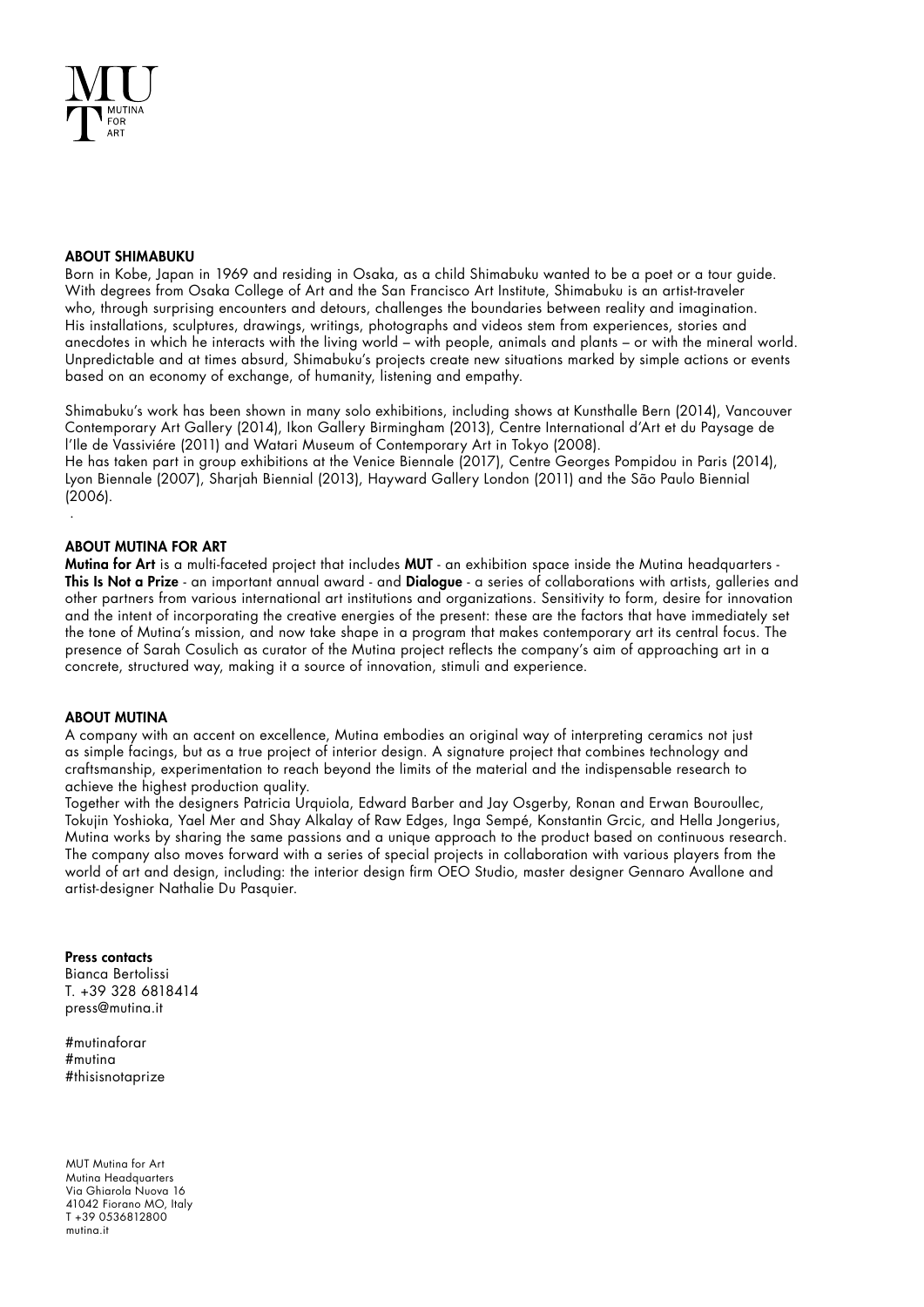## ABOUT SHIMABUKU

Born in Kobe, Japan in 1969 and residing in Osaka, as a child Shimabuku wanted to be a poet or a tour guide. With degrees from Osaka College of Art and the San Francisco Art Institute, Shimabuku is an artist-traveler who, through surprising encounters and detours, challenges the boundaries between reality and imagination. His installations, sculptures, drawings, writings, photographs and videos stem from experiences, stories and anecdotes in which he interacts with the living world – with people, animals and plants – or with the mineral world. Unpredictable and at times absurd, Shimabuku's projects create new situations marked by simple actions or events based on an economy of exchange, of humanity, listening and empathy.

Shimabuku's work has been shown in many solo exhibitions, including shows at Kunsthalle Bern (2014), Vancouver Contemporary Art Gallery (2014), Ikon Gallery Birmingham (2013), Centre International d'Art et du Paysage de l'Ile de Vassiviére (2011) and Watari Museum of Contemporary Art in Tokyo (2008).
He has taken part in group exhibitions at the Venice Biennale (2017), Centre Georges Pompidou in Paris (2014), Lyon Biennale (2007), Sharjah Biennial (2013), Hayward Gallery London (2011) and the São Paulo Biennial (2006).

## ABOUT MUTINA FOR ART

**Mutina for Art** is a multi-faceted project that includes **MUT** - an exhibition space inside the Mutina headquarters - **This Is Not a Prize** - an important annual award - and **Dialogue** - a series of collaborations with artists, galleries and other partners from various international art institutions and organizations. Sensitivity to form, desire for innovation and the intent of incorporating the creative energies of the present: these are the factors that have immediately set the tone of Mutina's mission, and now take shape in a program that makes contemporary art its central focus. The presence of Sarah Cosulich as curator of the Mutina project reflects the company's aim of approaching art in a concrete, structured way, making it a source of innovation, stimuli and experience.

## ABOUT MUTINA

A company with an accent on excellence, Mutina embodies an original way of interpreting ceramics not just as simple facings, but as a true project of interior design. A signature project that combines technology and craftsmanship, experimentation to reach beyond the limits of the material and the indispensable research to achieve the highest production quality.
Together with the designers Patricia Urquiola, Edward Barber and Jay Osgerby, Ronan and Erwan Bouroullec, Tokujin Yoshioka, Yael Mer and Shay Alkalay of Raw Edges, Inga Sempé, Konstantin Grcic, and Hella Jongerius, Mutina works by sharing the same passions and a unique approach to the product based on continuous research. The company also moves forward with a series of special projects in collaboration with various players from the world of art and design, including: the interior design firm OEO Studio, master designer Gennaro Avallone and artist-designer Nathalie Du Pasquier.

**Press contacts**
Bianca Bertolissi
T. +39 328 6818414
press@mutina.it

#mutinaforar
#mutina
#thisisnotaprize

MUT Mutina for Art
Mutina Headquarters
Via Ghiarola Nuova 16
41042 Fiorano MO, Italy
T +39 0536812800
mutina.it